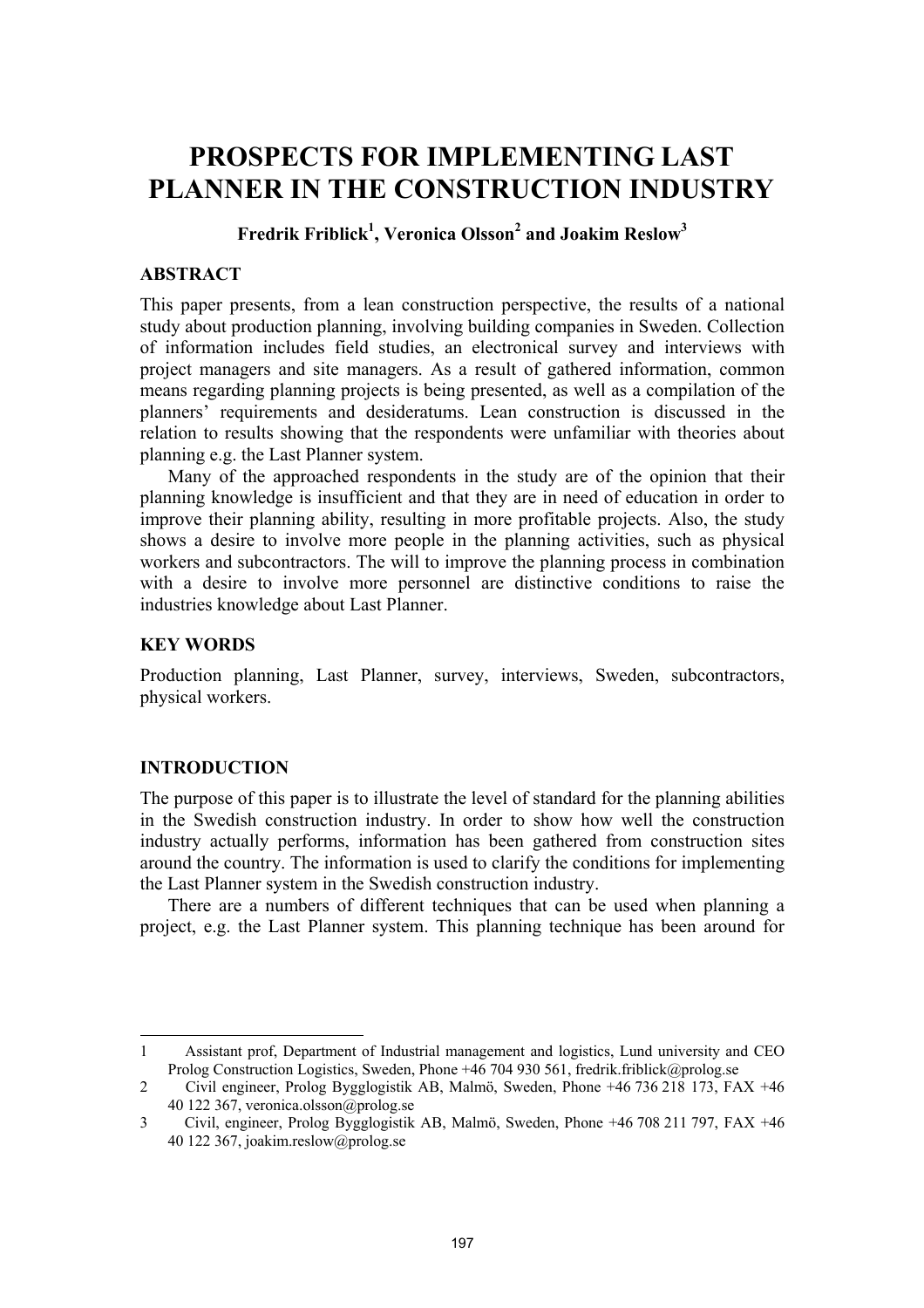# PROSPECTS FOR IMPLEMENTING LAST PLANNER IN THE CONSTRUCTION INDUSTRY

**Fredrik Friblick[1], Veronica Olsson[2] and Joakim Reslow[3]**

## ABSTRACT

This paper presents, from a lean construction perspective, the results of a national study about production planning, involving building companies in Sweden. Collection of information includes field studies, an electronical survey and interviews with project managers and site managers. As a result of gathered information, common means regarding planning projects is being presented, as well as a compilation of the planners' requirements and desideratums. Lean construction is discussed in the relation to results showing that the respondents were unfamiliar with theories about planning e.g. the Last Planner system.

Many of the approached respondents in the study are of the opinion that their planning knowledge is insufficient and that they are in need of education in order to improve their planning ability, resulting in more profitable projects. Also, the study shows a desire to involve more people in the planning activities, such as physical workers and subcontractors. The will to improve the planning process in combination with a desire to involve more personnel are distinctive conditions to raise the industries knowledge about Last Planner.

## KEY WORDS

Production planning, Last Planner, survey, interviews, Sweden, subcontractors, physical workers.

## INTRODUCTION

The purpose of this paper is to illustrate the level of standard for the planning abilities in the Swedish construction industry. In order to show how well the construction industry actually performs, information has been gathered from construction sites around the country. The information is used to clarify the conditions for implementing the Last Planner system in the Swedish construction industry.

There are a numbers of different techniques that can be used when planning a project, e.g. the Last Planner system. This planning technique has been around for

---

1 Assistant prof, Department of Industrial management and logistics, Lund university and CEO Prolog Construction Logistics, Sweden, Phone +46 704 930 561, fredrik.friblick@prolog.se

2 Civil engineer, Prolog Bygglogistik AB, Malmö, Sweden, Phone +46 736 218 173, FAX +46 40 122 367, veronica.olsson@prolog.se

3 Civil, engineer, Prolog Bygglogistik AB, Malmö, Sweden, Phone +46 708 211 797, FAX +46 40 122 367, joakim.reslow@prolog.se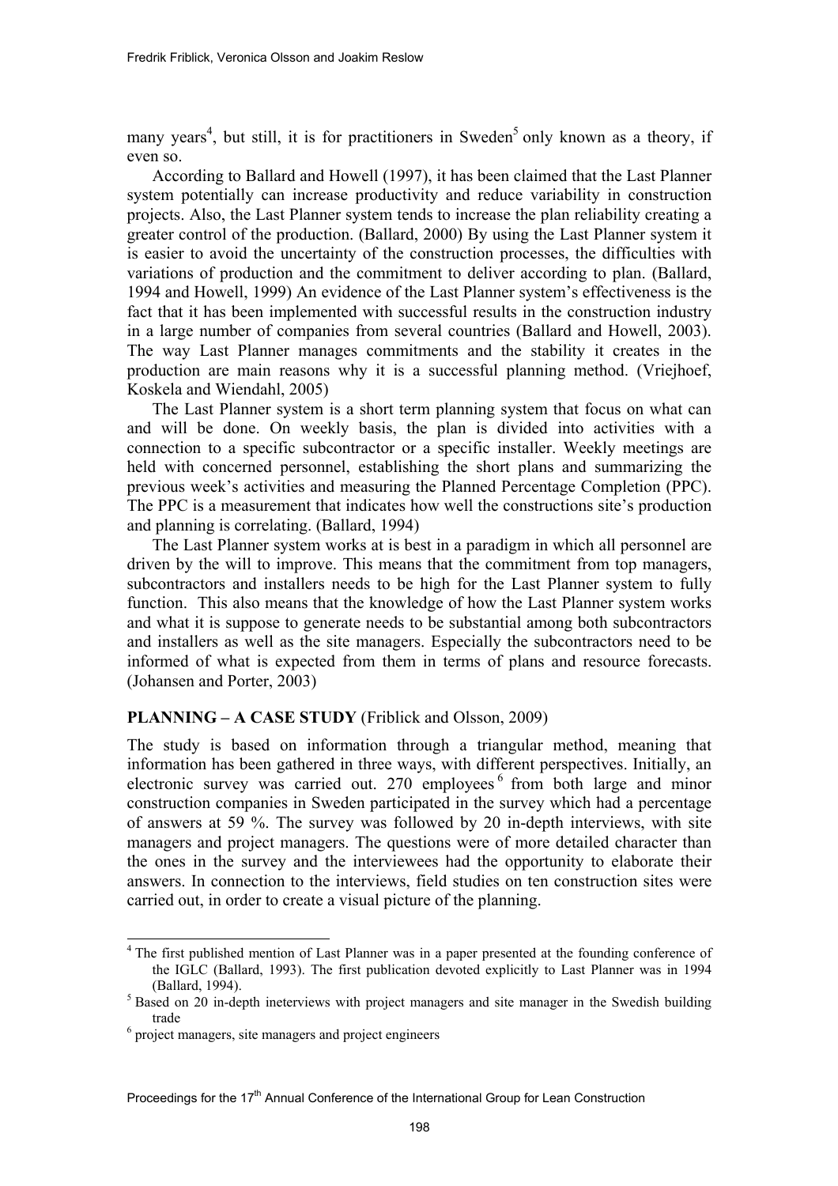many years[4], but still, it is for practitioners in Sweden[5] only known as a theory, if even so.

According to Ballard and Howell (1997), it has been claimed that the Last Planner system potentially can increase productivity and reduce variability in construction projects. Also, the Last Planner system tends to increase the plan reliability creating a greater control of the production. (Ballard, 2000) By using the Last Planner system it is easier to avoid the uncertainty of the construction processes, the difficulties with variations of production and the commitment to deliver according to plan. (Ballard, 1994 and Howell, 1999) An evidence of the Last Planner system's effectiveness is the fact that it has been implemented with successful results in the construction industry in a large number of companies from several countries (Ballard and Howell, 2003). The way Last Planner manages commitments and the stability it creates in the production are main reasons why it is a successful planning method. (Vriejhoef, Koskela and Wiendahl, 2005)

The Last Planner system is a short term planning system that focus on what can and will be done. On weekly basis, the plan is divided into activities with a connection to a specific subcontractor or a specific installer. Weekly meetings are held with concerned personnel, establishing the short plans and summarizing the previous week's activities and measuring the Planned Percentage Completion (PPC). The PPC is a measurement that indicates how well the constructions site's production and planning is correlating. (Ballard, 1994)

The Last Planner system works at is best in a paradigm in which all personnel are driven by the will to improve. This means that the commitment from top managers, subcontractors and installers needs to be high for the Last Planner system to fully function. This also means that the knowledge of how the Last Planner system works and what it is suppose to generate needs to be substantial among both subcontractors and installers as well as the site managers. Especially the subcontractors need to be informed of what is expected from them in terms of plans and resource forecasts. (Johansen and Porter, 2003)

## PLANNING – A CASE STUDY (Friblick and Olsson, 2009)

The study is based on information through a triangular method, meaning that information has been gathered in three ways, with different perspectives. Initially, an electronic survey was carried out. 270 employees[6] from both large and minor construction companies in Sweden participated in the survey which had a percentage of answers at 59 %. The survey was followed by 20 in-depth interviews, with site managers and project managers. The questions were of more detailed character than the ones in the survey and the interviewees had the opportunity to elaborate their answers. In connection to the interviews, field studies on ten construction sites were carried out, in order to create a visual picture of the planning.

---

[4] The first published mention of Last Planner was in a paper presented at the founding conference of the IGLC (Ballard, 1993). The first publication devoted explicitly to Last Planner was in 1994 (Ballard, 1994).

[5] Based on 20 in-depth ineterviews with project managers and site manager in the Swedish building trade

[6] project managers, site managers and project engineers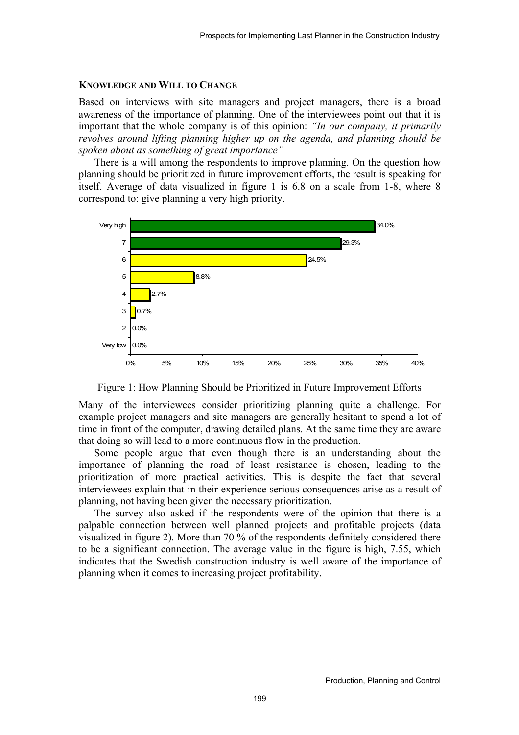### KNOWLEDGE AND WILL TO CHANGE

Based on interviews with site managers and project managers, there is a broad awareness of the importance of planning. One of the interviewees point out that it is important that the whole company is of this opinion: *"In our company, it primarily revolves around lifting planning higher up on the agenda, and planning should be spoken about as something of great importance"*

There is a will among the respondents to improve planning. On the question how planning should be prioritized in future improvement efforts, the result is speaking for itself. Average of data visualized in figure 1 is 6.8 on a scale from 1-8, where 8 correspond to: give planning a very high priority.

| Priority | Share |
|---|---|
| Very high | 34.0% |
| 7 | 29.3% |
| 6 | 24.5% |
| 5 | 8.8% |
| 4 | 2.7% |
| 3 | 0.7% |
| 2 | 0.0% |
| Very low | 0.0% |

Figure 1: How Planning Should be Prioritized in Future Improvement Efforts

Many of the interviewees consider prioritizing planning quite a challenge. For example project managers and site managers are generally hesitant to spend a lot of time in front of the computer, drawing detailed plans. At the same time they are aware that doing so will lead to a more continuous flow in the production.

Some people argue that even though there is an understanding about the importance of planning the road of least resistance is chosen, leading to the prioritization of more practical activities. This is despite the fact that several interviewees explain that in their experience serious consequences arise as a result of planning, not having been given the necessary prioritization.

The survey also asked if the respondents were of the opinion that there is a palpable connection between well planned projects and profitable projects (data visualized in figure 2). More than 70 % of the respondents definitely considered there to be a significant connection. The average value in the figure is high, 7.55, which indicates that the Swedish construction industry is well aware of the importance of planning when it comes to increasing project profitability.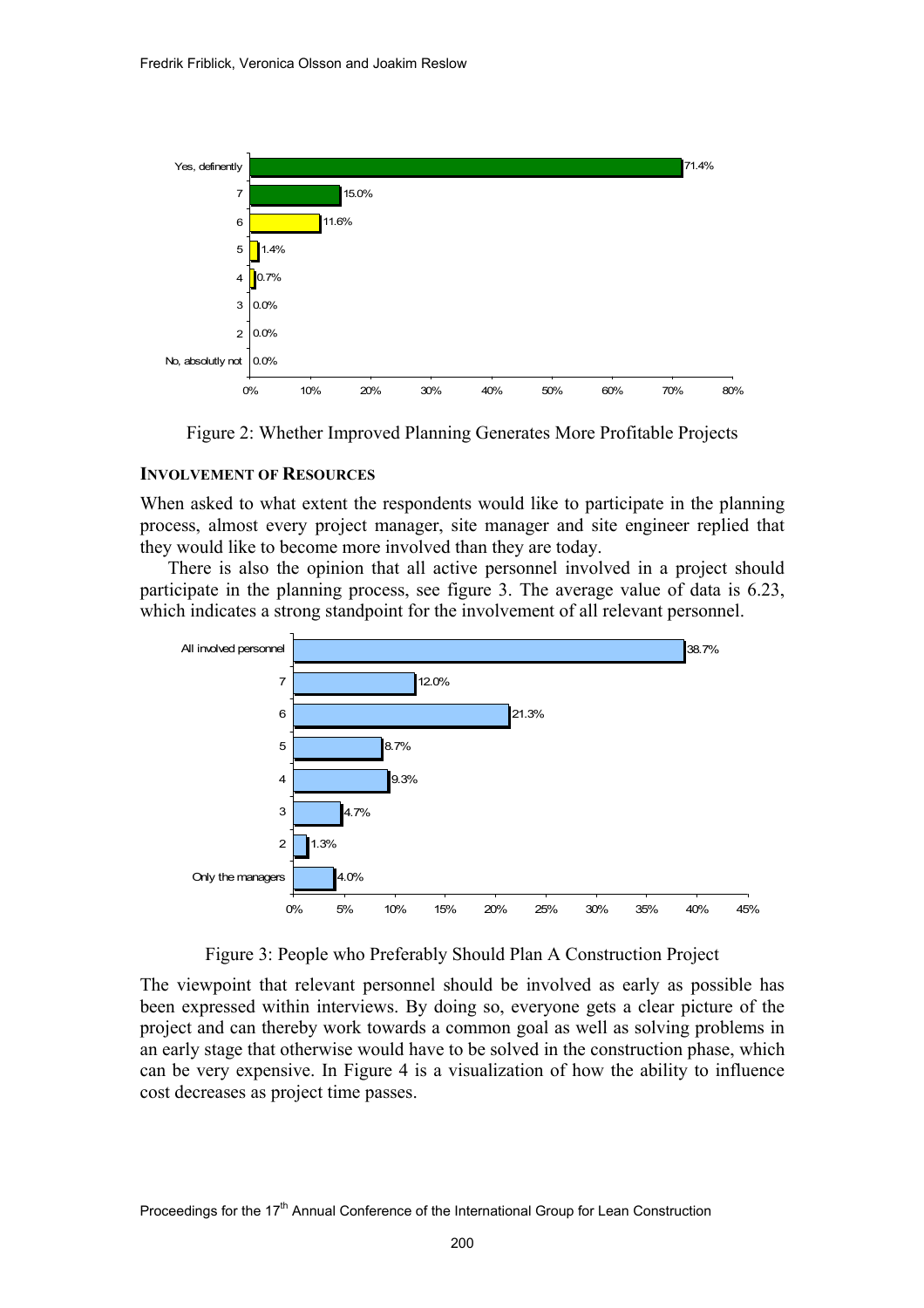Figure 2: Whether Improved Planning Generates More Profitable Projects

### INVOLVEMENT OF RESOURCES

When asked to what extent the respondents would like to participate in the planning process, almost every project manager, site manager and site engineer replied that they would like to become more involved than they are today.

There is also the opinion that all active personnel involved in a project should participate in the planning process, see figure 3. The average value of data is 6.23, which indicates a strong standpoint for the involvement of all relevant personnel.

Figure 3: People who Preferably Should Plan A Construction Project

The viewpoint that relevant personnel should be involved as early as possible has been expressed within interviews. By doing so, everyone gets a clear picture of the project and can thereby work towards a common goal as well as solving problems in an early stage that otherwise would have to be solved in the construction phase, which can be very expensive. In Figure 4 is a visualization of how the ability to influence cost decreases as project time passes.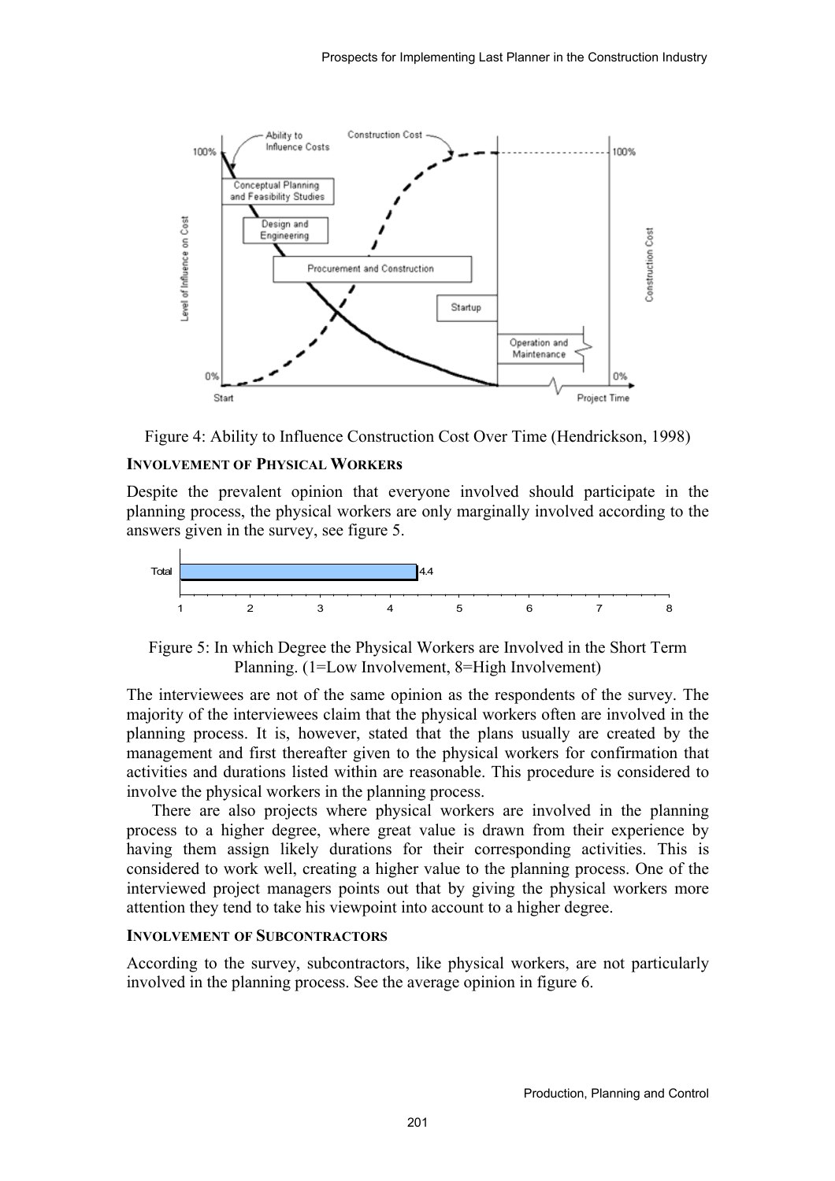Figure 4: Ability to Influence Construction Cost Over Time (Hendrickson, 1998)

### INVOLVEMENT OF PHYSICAL WORKERS

Despite the prevalent opinion that everyone involved should participate in the planning process, the physical workers are only marginally involved according to the answers given in the survey, see figure 5.

Figure 5: In which Degree the Physical Workers are Involved in the Short Term Planning. (1=Low Involvement, 8=High Involvement)

The interviewees are not of the same opinion as the respondents of the survey. The majority of the interviewees claim that the physical workers often are involved in the planning process. It is, however, stated that the plans usually are created by the management and first thereafter given to the physical workers for confirmation that activities and durations listed within are reasonable. This procedure is considered to involve the physical workers in the planning process.

There are also projects where physical workers are involved in the planning process to a higher degree, where great value is drawn from their experience by having them assign likely durations for their corresponding activities. This is considered to work well, creating a higher value to the planning process. One of the interviewed project managers points out that by giving the physical workers more attention they tend to take his viewpoint into account to a higher degree.

### INVOLVEMENT OF SUBCONTRACTORS

According to the survey, subcontractors, like physical workers, are not particularly involved in the planning process. See the average opinion in figure 6.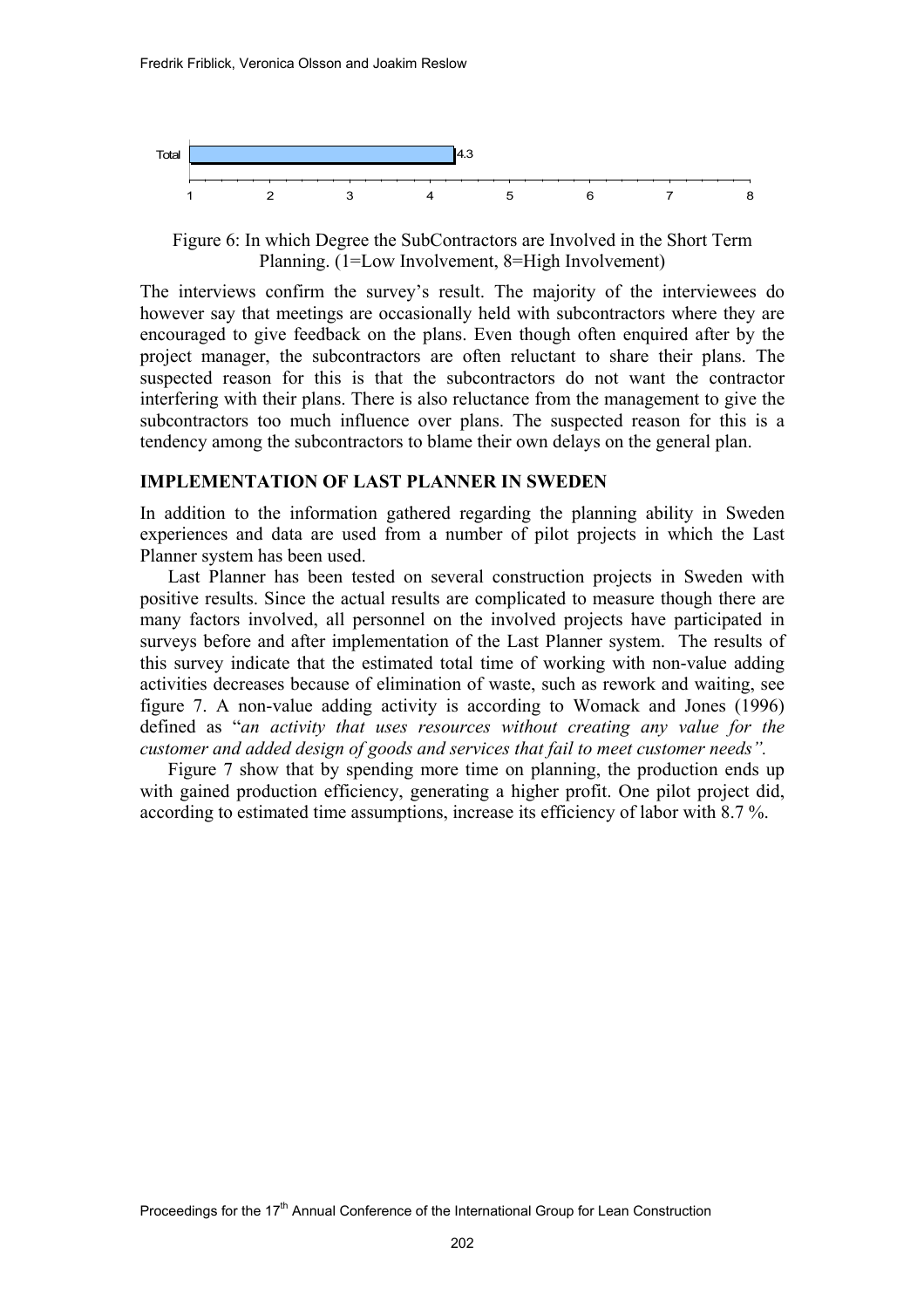Figure 6: In which Degree the SubContractors are Involved in the Short Term Planning. (1=Low Involvement, 8=High Involvement)

The interviews confirm the survey's result. The majority of the interviewees do however say that meetings are occasionally held with subcontractors where they are encouraged to give feedback on the plans. Even though often enquired after by the project manager, the subcontractors are often reluctant to share their plans. The suspected reason for this is that the subcontractors do not want the contractor interfering with their plans. There is also reluctance from the management to give the subcontractors too much influence over plans. The suspected reason for this is a tendency among the subcontractors to blame their own delays on the general plan.

## IMPLEMENTATION OF LAST PLANNER IN SWEDEN

In addition to the information gathered regarding the planning ability in Sweden experiences and data are used from a number of pilot projects in which the Last Planner system has been used.

Last Planner has been tested on several construction projects in Sweden with positive results. Since the actual results are complicated to measure though there are many factors involved, all personnel on the involved projects have participated in surveys before and after implementation of the Last Planner system. The results of this survey indicate that the estimated total time of working with non-value adding activities decreases because of elimination of waste, such as rework and waiting, see figure 7. A non-value adding activity is according to Womack and Jones (1996) defined as "*an activity that uses resources without creating any value for the customer and added design of goods and services that fail to meet customer needs"*.

Figure 7 show that by spending more time on planning, the production ends up with gained production efficiency, generating a higher profit. One pilot project did, according to estimated time assumptions, increase its efficiency of labor with 8.7 %.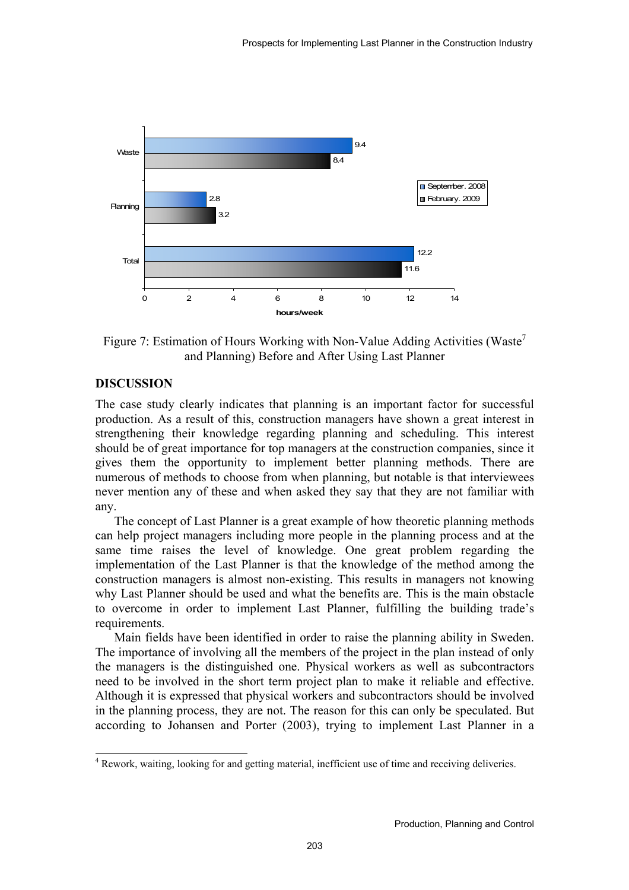Figure 7: Estimation of Hours Working with Non-Value Adding Activities (Waste[7] and Planning) Before and After Using Last Planner

## DISCUSSION

The case study clearly indicates that planning is an important factor for successful production. As a result of this, construction managers have shown a great interest in strengthening their knowledge regarding planning and scheduling. This interest should be of great importance for top managers at the construction companies, since it gives them the opportunity to implement better planning methods. There are numerous of methods to choose from when planning, but notable is that interviewees never mention any of these and when asked they say that they are not familiar with any.

The concept of Last Planner is a great example of how theoretic planning methods can help project managers including more people in the planning process and at the same time raises the level of knowledge. One great problem regarding the implementation of the Last Planner is that the knowledge of the method among the construction managers is almost non-existing. This results in managers not knowing why Last Planner should be used and what the benefits are. This is the main obstacle to overcome in order to implement Last Planner, fulfilling the building trade's requirements.

Main fields have been identified in order to raise the planning ability in Sweden. The importance of involving all the members of the project in the plan instead of only the managers is the distinguished one. Physical workers as well as subcontractors need to be involved in the short term project plan to make it reliable and effective. Although it is expressed that physical workers and subcontractors should be involved in the planning process, they are not. The reason for this can only be speculated. But according to Johansen and Porter (2003), trying to implement Last Planner in a

[4] Rework, waiting, looking for and getting material, inefficient use of time and receiving deliveries.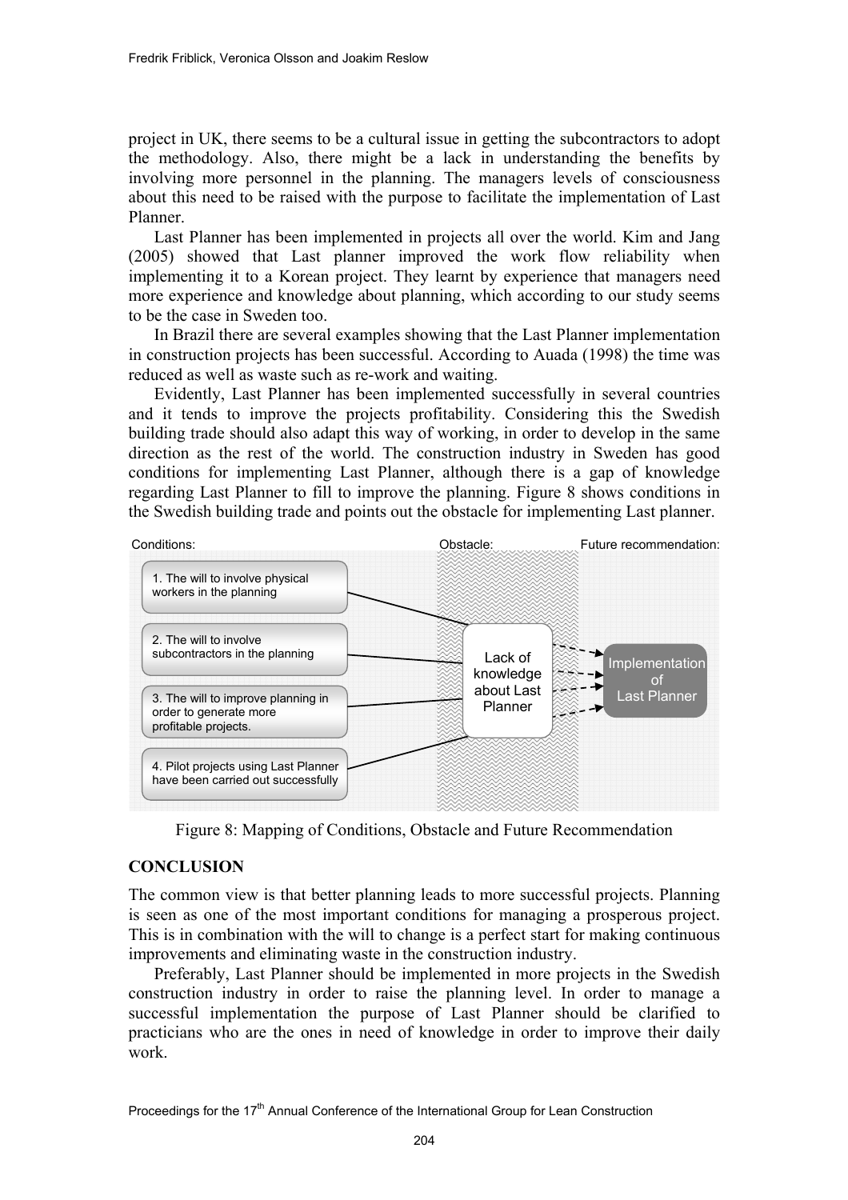project in UK, there seems to be a cultural issue in getting the subcontractors to adopt the methodology. Also, there might be a lack in understanding the benefits by involving more personnel in the planning. The managers levels of consciousness about this need to be raised with the purpose to facilitate the implementation of Last Planner.

Last Planner has been implemented in projects all over the world. Kim and Jang (2005) showed that Last planner improved the work flow reliability when implementing it to a Korean project. They learnt by experience that managers need more experience and knowledge about planning, which according to our study seems to be the case in Sweden too.

In Brazil there are several examples showing that the Last Planner implementation in construction projects has been successful. According to Auada (1998) the time was reduced as well as waste such as re-work and waiting.

Evidently, Last Planner has been implemented successfully in several countries and it tends to improve the projects profitability. Considering this the Swedish building trade should also adapt this way of working, in order to develop in the same direction as the rest of the world. The construction industry in Sweden has good conditions for implementing Last Planner, although there is a gap of knowledge regarding Last Planner to fill to improve the planning. Figure 8 shows conditions in the Swedish building trade and points out the obstacle for implementing Last planner.

Conditions:

1. The will to involve physical workers in the planning
2. The will to involve subcontractors in the planning
3. The will to improve planning in order to generate more profitable projects.
4. Pilot projects using Last Planner have been carried out successfully

Obstacle: Lack of knowledge about Last Planner

Future recommendation: Implementation of Last Planner

Figure 8: Mapping of Conditions, Obstacle and Future Recommendation

## CONCLUSION

The common view is that better planning leads to more successful projects. Planning is seen as one of the most important conditions for managing a prosperous project. This is in combination with the will to change is a perfect start for making continuous improvements and eliminating waste in the construction industry.

Preferably, Last Planner should be implemented in more projects in the Swedish construction industry in order to raise the planning level. In order to manage a successful implementation the purpose of Last Planner should be clarified to practicians who are the ones in need of knowledge in order to improve their daily work.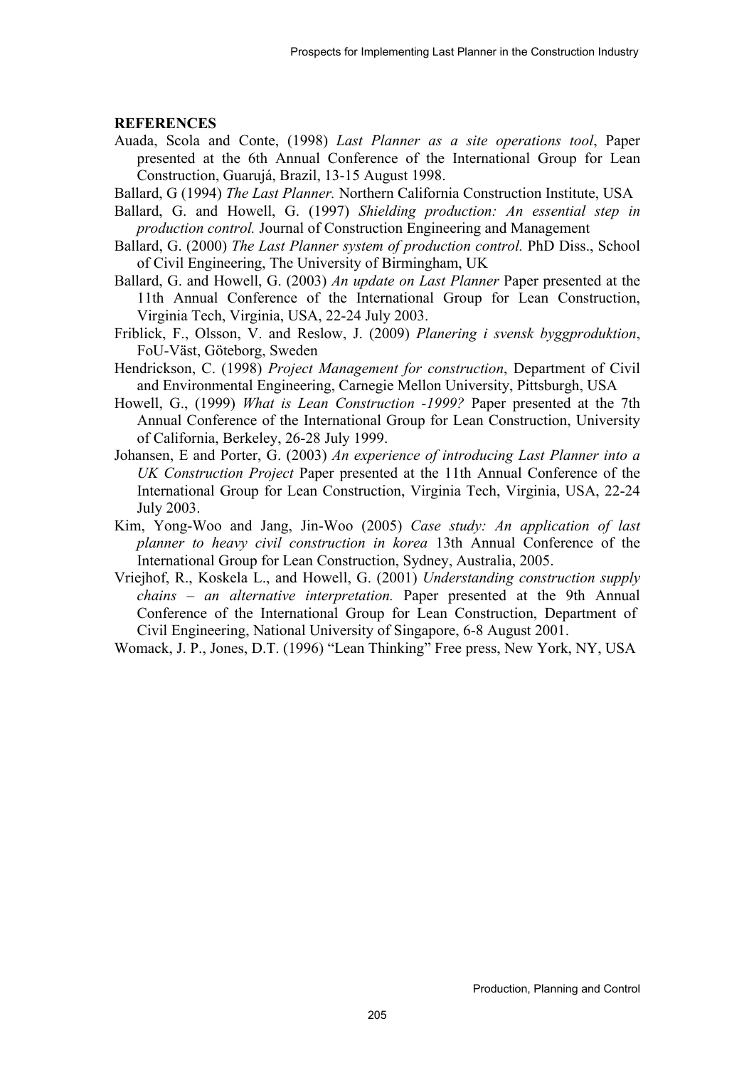## REFERENCES

Auada, Scola and Conte, (1998) *Last Planner as a site operations tool*, Paper presented at the 6th Annual Conference of the International Group for Lean Construction, Guarujá, Brazil, 13-15 August 1998.

Ballard, G (1994) *The Last Planner.* Northern California Construction Institute, USA

Ballard, G. and Howell, G. (1997) *Shielding production: An essential step in production control.* Journal of Construction Engineering and Management

Ballard, G. (2000) *The Last Planner system of production control.* PhD Diss., School of Civil Engineering, The University of Birmingham, UK

Ballard, G. and Howell, G. (2003) *An update on Last Planner* Paper presented at the 11th Annual Conference of the International Group for Lean Construction, Virginia Tech, Virginia, USA, 22-24 July 2003.

Friblick, F., Olsson, V. and Reslow, J. (2009) *Planering i svensk byggproduktion*, FoU-Väst, Göteborg, Sweden

Hendrickson, C. (1998) *Project Management for construction*, Department of Civil and Environmental Engineering, Carnegie Mellon University, Pittsburgh, USA

Howell, G., (1999) *What is Lean Construction -1999?* Paper presented at the 7th Annual Conference of the International Group for Lean Construction, University of California, Berkeley, 26-28 July 1999.

Johansen, E and Porter, G. (2003) *An experience of introducing Last Planner into a UK Construction Project* Paper presented at the 11th Annual Conference of the International Group for Lean Construction, Virginia Tech, Virginia, USA, 22-24 July 2003.

Kim, Yong-Woo and Jang, Jin-Woo (2005) *Case study: An application of last planner to heavy civil construction in korea* 13th Annual Conference of the International Group for Lean Construction, Sydney, Australia, 2005.

Vriejhof, R., Koskela L., and Howell, G. (2001) *Understanding construction supply chains – an alternative interpretation.* Paper presented at the 9th Annual Conference of the International Group for Lean Construction, Department of Civil Engineering, National University of Singapore, 6-8 August 2001.

Womack, J. P., Jones, D.T. (1996) "Lean Thinking" Free press, New York, NY, USA